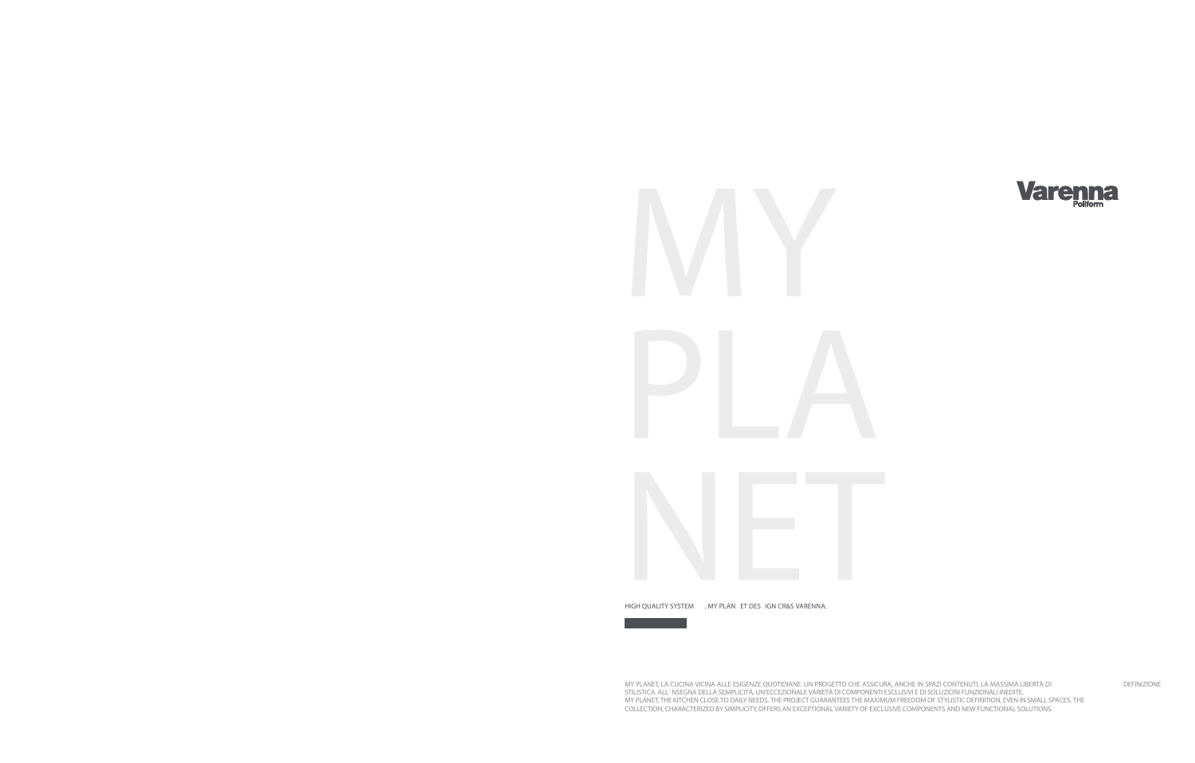# MY PLANET

Varenna
Poliform

HIGH QUALITY SYSTEM . MY PLAN ET DES IGN CR&S VARENNA.

MY PLANET, LA CUCINA VICINA ALLE ESIGENZE QUOTIDIANE. UN PROGETTO CHE ASSICURA, ANCHE IN SPAZI CONTENUTI, LA MASSIMA LIBERTÀ DI DEFINIZIONE STILISTICA. ALL' INSEGNA DELLA SEMPLICITÀ, UN'ECCEZIONALE VARIETÀ DI COMPONENTI ESCLUSIVI E DI SOLUZIONI FUNZIONALI INEDITE.
MY PLANET, THE KITCHEN CLOSE TO DAILY NEEDS. THE PROJECT GUARANTEES THE MAXIMUM FREEDOM OF STYLISTIC DEFINITION, EVEN IN SMALL SPACES. THE COLLECTION, CHARACTERIZED BY SIMPLICITY, OFFERS AN EXCEPTIONAL VARIETY OF EXCLUSIVE COMPONENTS AND NEW FUNCTIONAL SOLUTIONS.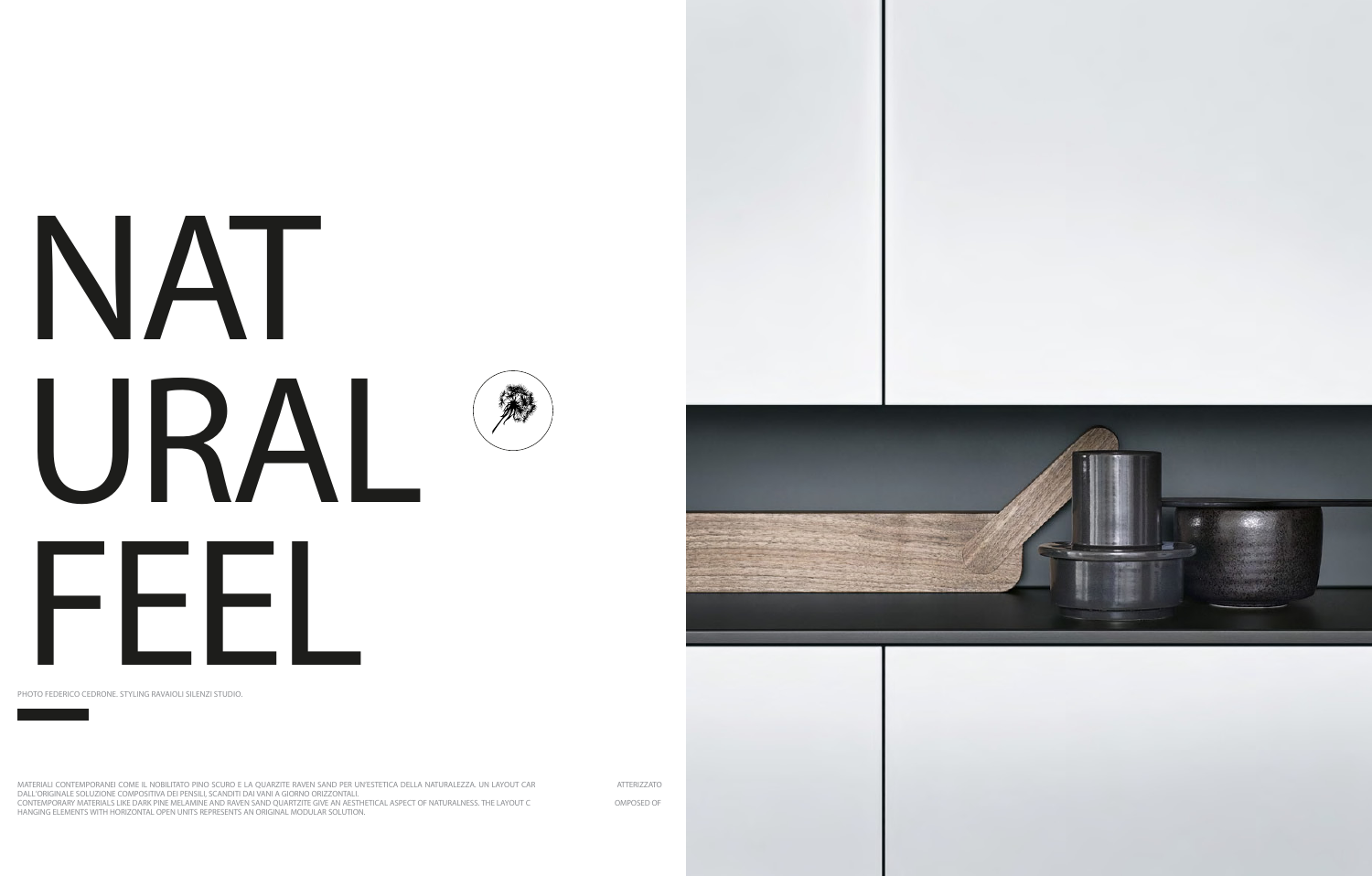# NAT URAL FEEL

PHOTO FEDERICO CEDRONE. STYLING RAVAIOLI SILENZI STUDIO.

MATERIALI CONTEMPORANEI COME IL NOBILITATO PINO SCURO E LA QUARZITE RAVEN SAND PER UN'ESTETICA DELLA NATURALEZZA. UN LAYOUT CAR ATTERIZZATO DALL'ORIGINALE SOLUZIONE COMPOSITIVA DEI PENSILI, SCANDITI DAI VANI A GIORNO ORIZZONTALI.
CONTEMPORARY MATERIALS LIKE DARK PINE MELAMINE AND RAVEN SAND QUARTZITE GIVE AN AESTHETICAL ASPECT OF NATURALNESS. THE LAYOUT C OMPOSED OF HANGING ELEMENTS WITH HORIZONTAL OPEN UNITS REPRESENTS AN ORIGINAL MODULAR SOLUTION.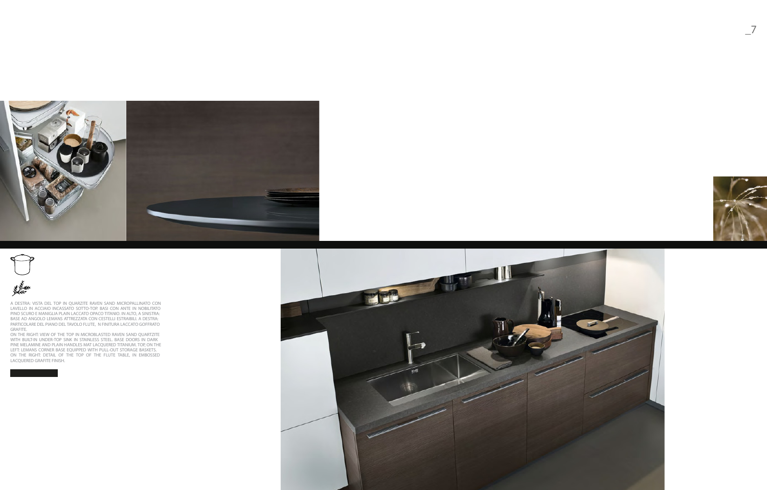A DESTRA: VISTA DEL TOP IN QUARZITE RAVEN SAND MICROPALLINATO CON LAVELLO IN ACCIAIO INCASSATO SOTTO-TOP. BASI CON ANTE IN NOBILITATO PINO SCURO E MANIGLIA PLAIN LACCATO OPACO TITANIO. IN ALTO, A SINISTRA: BASE AD ANGOLO LEMANS ATTREZZATA CON CESTELLI ESTRAIBILI. A DESTRA: PARTICOLARE DEL PIANO DEL TAVOLO FLUTE, N FINITURA LACCATO GOFFRATO GRAFITE.

ON THE RIGHT: VIEW OF THE TOP IN MICROBLASTED RAVEN SAND QUARTZITE WITH BUILT-IN UNDER-TOP SINK IN STAINLESS STEEL. BASE DOORS IN DARK PINE MELAMINE AND PLAIN HANDLES MAT LACQUERED TITANIUM. TOP, ON THE LEFT: LEMANS CORNER BASE EQUIPPED WITH PULL-OUT STORAGE BASKETS. ON THE RIGHT: DETAIL OF THE TOP OF THE FLUTE TABLE, IN EMBOSSED LACQUERED GRAFITE FINISH.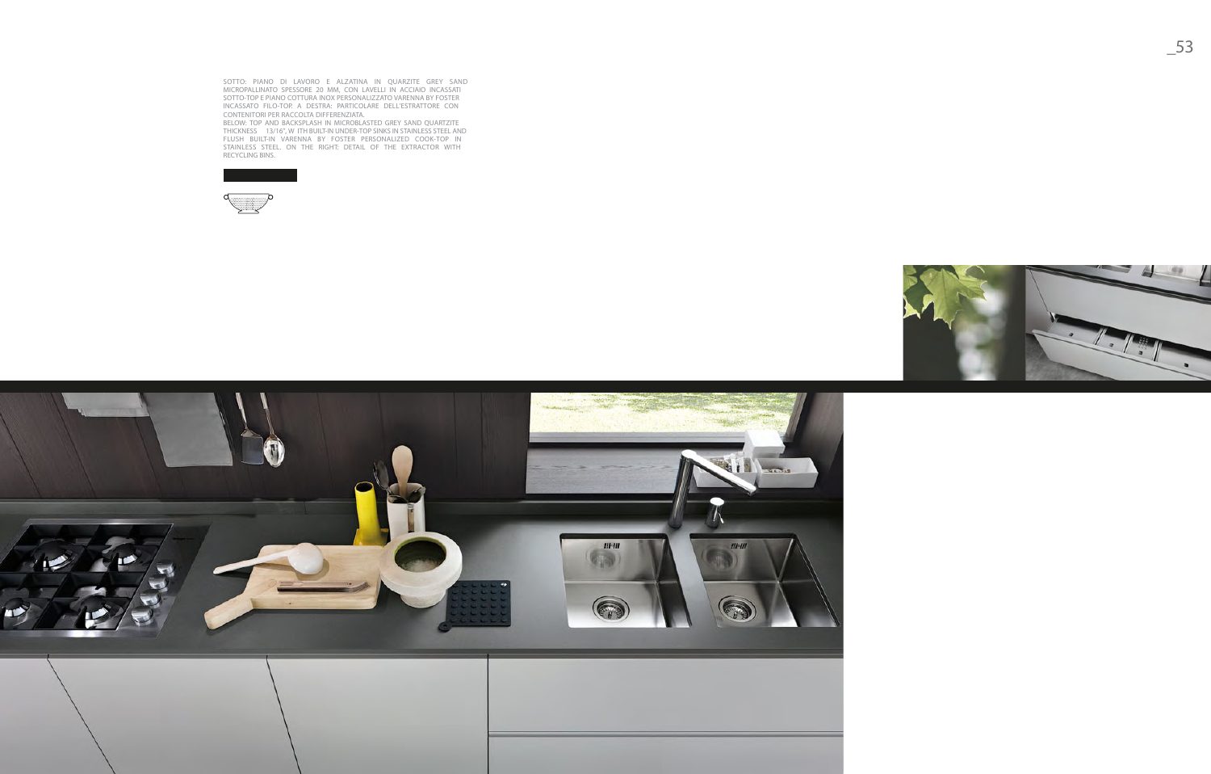SOTTO: PIANO DI LAVORO E ALZATINA IN QUARZITE GREY SAND MICROPALLINATO SPESSORE 20 MM, CON LAVELLI IN ACCIAIO INCASSATI SOTTO-TOP E PIANO COTTURA INOX PERSONALIZZATO VARENNA BY FOSTER INCASSATO FILO-TOP. A DESTRA: PARTICOLARE DELL'ESTRATTORE CON CONTENITORI PER RACCOLTA DIFFERENZIATA.

BELOW: TOP AND BACKSPLASH IN MICROBLASTED GREY SAND QUARTZITE THICKNESS 13/16", W ITH BUILT-IN UNDER-TOP SINKS IN STAINLESS STEEL AND FLUSH BUILT-IN VARENNA BY FOSTER PERSONALIZED COOK-TOP IN STAINLESS STEEL. ON THE RIGHT: DETAIL OF THE EXTRACTOR WITH RECYCLING BINS.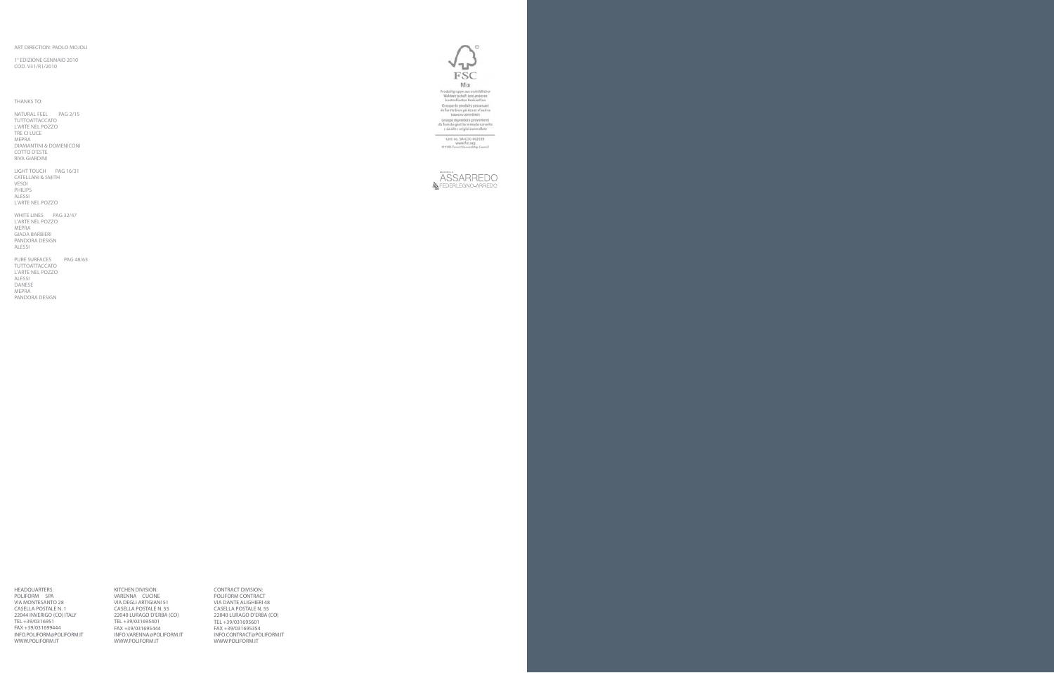ART DIRECTION: PAOLO MOJOLI

1° EDIZIONE GENNAIO 2010
COD. V31/R1/2010

THANKS TO:

NATURAL FEEL PAG 2/15
TUTTOATTACCATO
L'ARTE NEL POZZO
TRE CI LUCE
MEPRA
DIAMANTINI & DOMENICONI
COTTO D'ESTE
RIVA GIARDINI

LIGHT TOUCH PAG 16/31
CATELLANI & SMITH
VESOI
PHILIPS
ALESSI
L'ARTE NEL POZZO

WHITE LINES PAG 32/47
L'ARTE NEL POZZO
MEPRA
GIADA BARBIERI
PANDORA DESIGN
ALESSI

PURE SURFACES PAG 48/63
TUTTOATTACCATO
L'ARTE NEL POZZO
ALESSI
DANESE
MEPRA
PANDORA DESIGN

FSC
Mix
Produktgruppe aus vorbildlicher Waldwirtschaft und anderen kontrollierten Herkünften
Groupe de produits provenant de forêts bien gérées et d'autres sources contrôlées
Gruppo di prodotti provenienti da foreste gestite in modo corretto e da altre origini controllate
Cert. no. SA-COC-002039
www.fsc.org
© 1996 Forest Stewardship Council

ASSARREDO
FEDERLEGNO-ARREDO

HEADQUARTERS:
POLIFORM SPA
VIA MONTESANTO 28
CASELLA POSTALE N. 1
22044 INVERIGO (CO) ITALY
TEL +39/0316951
FAX +39/031699444
INFO.POLIFORM@POLIFORM.IT
WWW.POLIFORM.IT

KITCHEN DIVISION:
VARENNA CUCINE
VIA DEGLI ARTIGIANI 51
CASELLA POSTALE N. 55
22040 LURAGO D'ERBA (CO)
TEL +39/031695401
FAX +39/031695444
INFO.VARENNA@POLIFORM.IT
WWW.POLIFORM.IT

CONTRACT DIVISION:
POLIFORM CONTRACT
VIA DANTE ALIGHIERI 48
CASELLA POSTALE N. 55
22040 LURAGO D'ERBA (CO)
TEL +39/031695601
FAX +39/031695354
INFO.CONTRACT@POLIFORM.IT
WWW.POLIFORM.IT